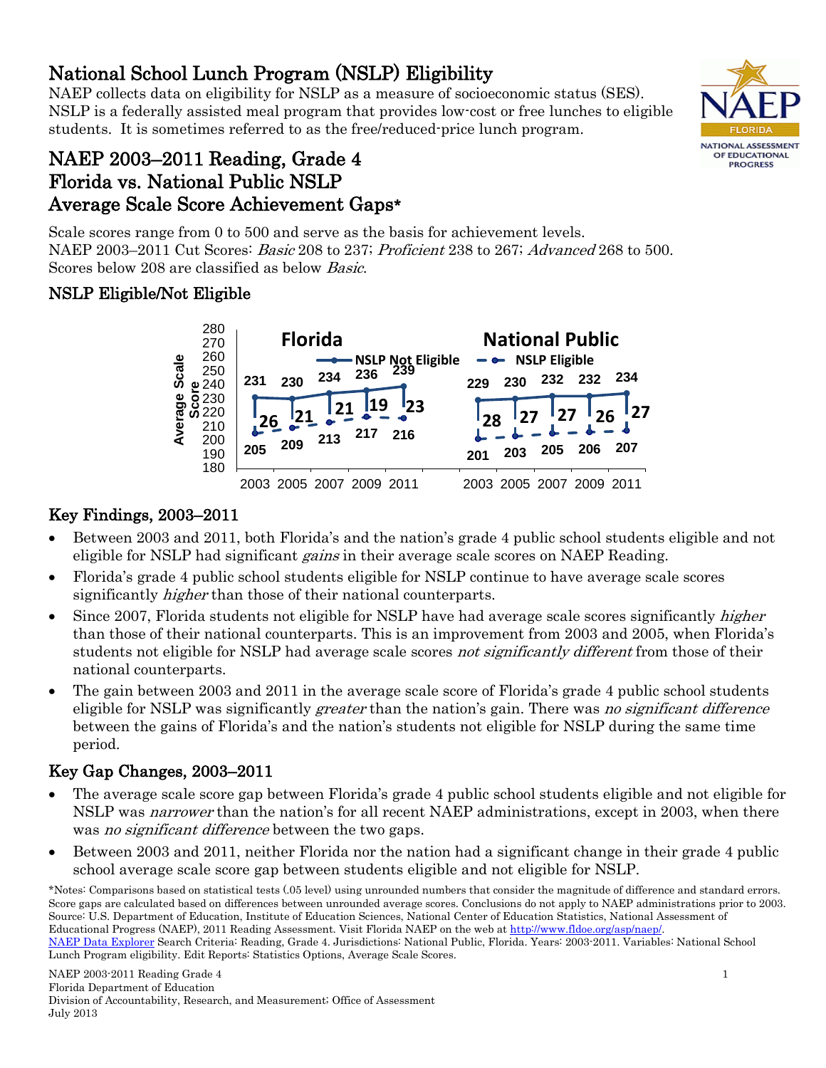# National School Lunch Program (NSLP) Eligibility

NAEP collects data on eligibility for NSLP as a measure of socioeconomic status (SES). NSLP is a federally assisted meal program that provides low-cost or free lunches to eligible students. It is sometimes referred to as the free/reduced-price lunch program.

## NAEP 2003–2011 Reading, Grade 4
## Florida vs. National Public NSLP
## Average Scale Score Achievement Gaps*

Scale scores range from 0 to 500 and serve as the basis for achievement levels.
NAEP 2003–2011 Cut Scores: *Basic* 208 to 237; *Proficient* 238 to 267; *Advanced* 268 to 500.
Scores below 208 are classified as below *Basic*.

### NSLP Eligible/Not Eligible

| Jurisdiction | Year | NSLP Not Eligible | NSLP Eligible | Gap |
|---|---|---|---|---|
| Florida | 2003 | 231 | 205 | 26 |
| Florida | 2005 | 230 | 209 | 21 |
| Florida | 2007 | 234 | 213 | 21 |
| Florida | 2009 | 236 | 217 | 19 |
| Florida | 2011 | 239 | 216 | 23 |
| National Public | 2003 | 229 | 201 | 28 |
| National Public | 2005 | 230 | 203 | 27 |
| National Public | 2007 | 232 | 205 | 27 |
| National Public | 2009 | 232 | 206 | 26 |
| National Public | 2011 | 234 | 207 | 27 |

## Key Findings, 2003–2011

- Between 2003 and 2011, both Florida's and the nation's grade 4 public school students eligible and not eligible for NSLP had significant *gains* in their average scale scores on NAEP Reading.
- Florida's grade 4 public school students eligible for NSLP continue to have average scale scores significantly *higher* than those of their national counterparts.
- Since 2007, Florida students not eligible for NSLP have had average scale scores significantly *higher* than those of their national counterparts. This is an improvement from 2003 and 2005, when Florida's students not eligible for NSLP had average scale scores *not significantly different* from those of their national counterparts.
- The gain between 2003 and 2011 in the average scale score of Florida's grade 4 public school students eligible for NSLP was significantly *greater* than the nation's gain. There was *no significant difference* between the gains of Florida's and the nation's students not eligible for NSLP during the same time period.

## Key Gap Changes, 2003–2011

- The average scale score gap between Florida's grade 4 public school students eligible and not eligible for NSLP was *narrower* than the nation's for all recent NAEP administrations, except in 2003, when there was *no significant difference* between the two gaps.
- Between 2003 and 2011, neither Florida nor the nation had a significant change in their grade 4 public school average scale score gap between students eligible and not eligible for NSLP.

*Notes: Comparisons based on statistical tests (.05 level) using unrounded numbers that consider the magnitude of difference and standard errors. Score gaps are calculated based on differences between unrounded average scores. Conclusions do not apply to NAEP administrations prior to 2003.
Source: U.S. Department of Education, Institute of Education Sciences, National Center of Education Statistics, National Assessment of Educational Progress (NAEP), 2011 Reading Assessment. Visit Florida NAEP on the web at http://www.fldoe.org/asp/naep/.
NAEP Data Explorer Search Criteria: Reading, Grade 4. Jurisdictions: National Public, Florida. Years: 2003-2011. Variables: National School Lunch Program eligibility. Edit Reports: Statistics Options, Average Scale Scores.

NAEP 2003-2011 Reading Grade 4
Florida Department of Education
Division of Accountability, Research, and Measurement; Office of Assessment
July 2013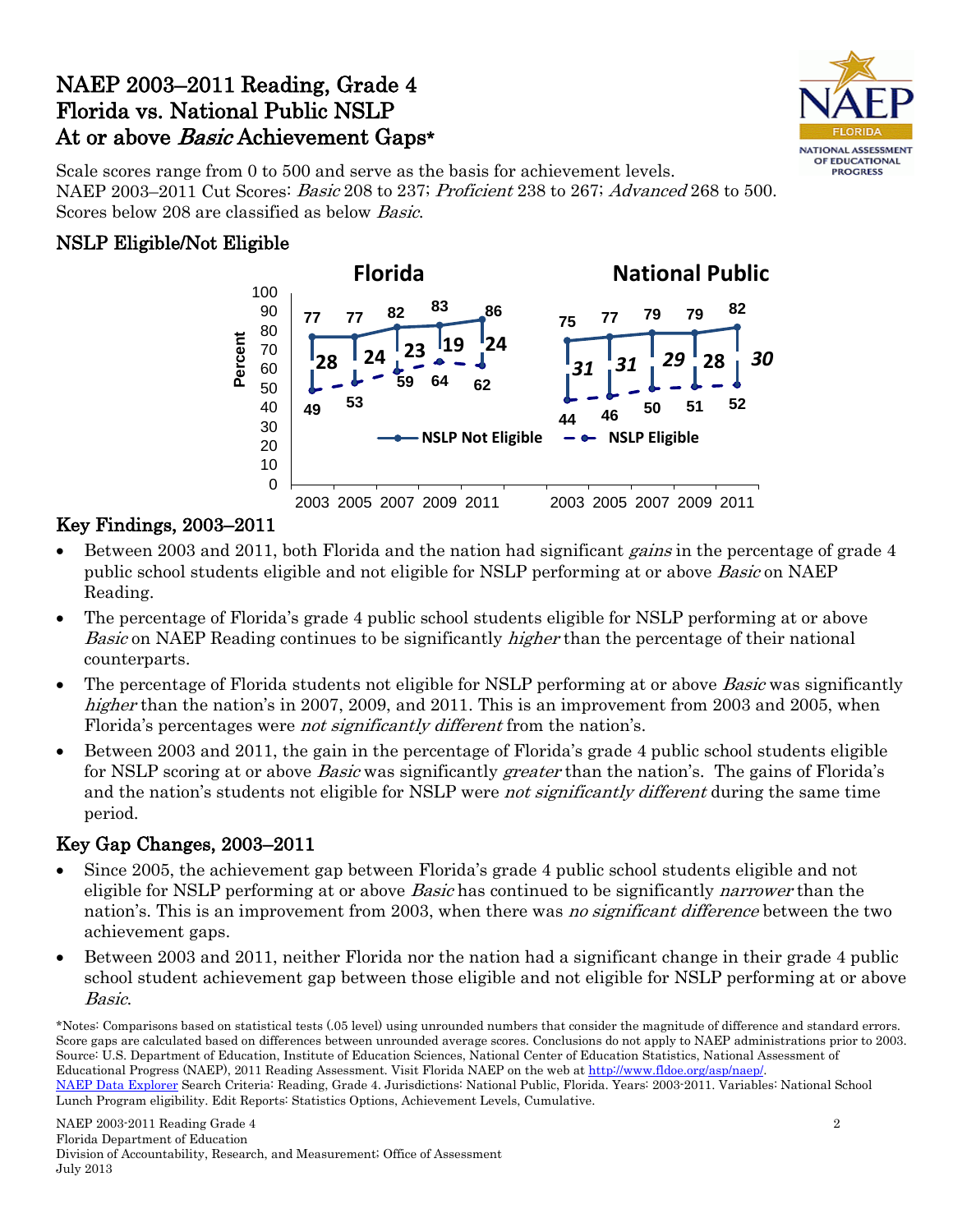# NAEP 2003–2011 Reading, Grade 4
# Florida vs. National Public NSLP
# At or above *Basic* Achievement Gaps*

Scale scores range from 0 to 500 and serve as the basis for achievement levels.
NAEP 2003–2011 Cut Scores: *Basic* 208 to 237; *Proficient* 238 to 267; *Advanced* 268 to 500.
Scores below 208 are classified as below *Basic*.

## NSLP Eligible/Not Eligible

| | Florida | | | | | National Public | | | | |
|---|---|---|---|---|---|---|---|---|---|---|
| | 2003 | 2005 | 2007 | 2009 | 2011 | 2003 | 2005 | 2007 | 2009 | 2011 |
| NSLP Not Eligible | 77 | 77 | 82 | 83 | 86 | 75 | 77 | 79 | 79 | 82 |
| NSLP Eligible | 49 | 53 | 59 | 64 | 62 | 44 | 46 | 50 | 51 | 52 |
| Gap | 28 | 24 | 23 | 19 | 24 | 31 | 31 | 29 | 28 | 30 |

## Key Findings, 2003–2011

- Between 2003 and 2011, both Florida and the nation had significant *gains* in the percentage of grade 4 public school students eligible and not eligible for NSLP performing at or above *Basic* on NAEP Reading.
- The percentage of Florida's grade 4 public school students eligible for NSLP performing at or above *Basic* on NAEP Reading continues to be significantly *higher* than the percentage of their national counterparts.
- The percentage of Florida students not eligible for NSLP performing at or above *Basic* was significantly *higher* than the nation's in 2007, 2009, and 2011. This is an improvement from 2003 and 2005, when Florida's percentages were *not significantly different* from the nation's.
- Between 2003 and 2011, the gain in the percentage of Florida's grade 4 public school students eligible for NSLP scoring at or above *Basic* was significantly *greater* than the nation's. The gains of Florida's and the nation's students not eligible for NSLP were *not significantly different* during the same time period.

## Key Gap Changes, 2003–2011

- Since 2005, the achievement gap between Florida's grade 4 public school students eligible and not eligible for NSLP performing at or above *Basic* has continued to be significantly *narrower* than the nation's. This is an improvement from 2003, when there was *no significant difference* between the two achievement gaps.
- Between 2003 and 2011, neither Florida nor the nation had a significant change in their grade 4 public school student achievement gap between those eligible and not eligible for NSLP performing at or above *Basic*.

*Notes: Comparisons based on statistical tests (.05 level) using unrounded numbers that consider the magnitude of difference and standard errors. Score gaps are calculated based on differences between unrounded average scores. Conclusions do not apply to NAEP administrations prior to 2003.
Source: U.S. Department of Education, Institute of Education Sciences, National Center of Education Statistics, National Assessment of Educational Progress (NAEP), 2011 Reading Assessment. Visit Florida NAEP on the web at http://www.fldoe.org/asp/naep/.
NAEP Data Explorer Search Criteria: Reading, Grade 4. Jurisdictions: National Public, Florida. Years: 2003-2011. Variables: National School Lunch Program eligibility. Edit Reports: Statistics Options, Achievement Levels, Cumulative.

NAEP 2003-2011 Reading Grade 4
Florida Department of Education
Division of Accountability, Research, and Measurement; Office of Assessment
July 2013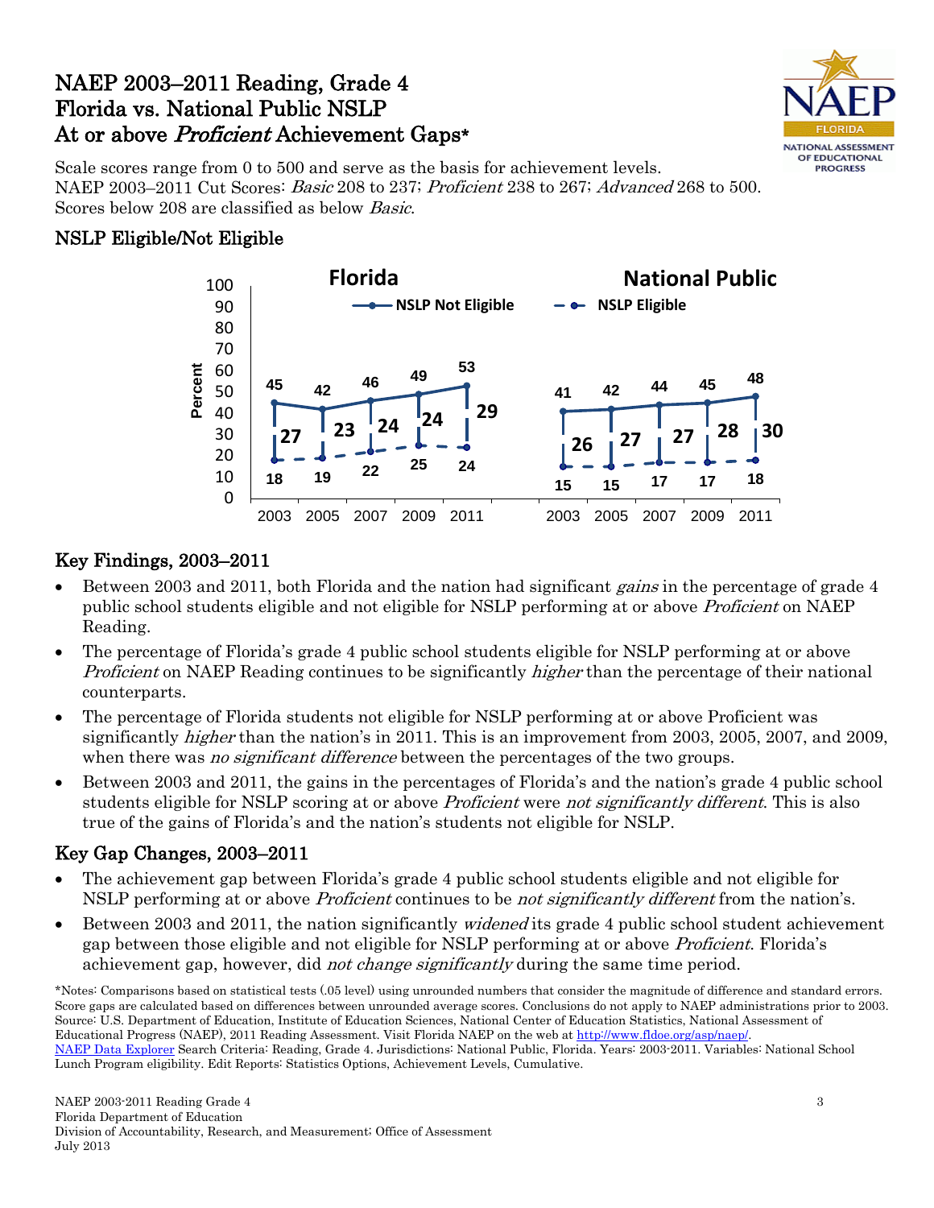# NAEP 2003–2011 Reading, Grade 4
# Florida vs. National Public NSLP
# At or above *Proficient* Achievement Gaps*

NAEP FLORIDA NATIONAL ASSESSMENT OF EDUCATIONAL PROGRESS

Scale scores range from 0 to 500 and serve as the basis for achievement levels.
NAEP 2003–2011 Cut Scores: *Basic* 208 to 237; *Proficient* 238 to 267; *Advanced* 268 to 500.
Scores below 208 are classified as below *Basic*.

## NSLP Eligible/Not Eligible

Florida

National Public

NSLP Not Eligible

NSLP Eligible

Percent

100
90
80
70
60
50
40
30
20
10
0

Florida: 2003, 2005, 2007, 2009, 2011
NSLP Not Eligible: 45, 42, 46, 49, 53
Gap: 27, 23, 24, 24, 29
NSLP Eligible: 18, 19, 22, 25, 24

National Public: 2003, 2005, 2007, 2009, 2011
NSLP Not Eligible: 41, 42, 44, 45, 48
Gap: 26, 27, 27, 28, 30
NSLP Eligible: 15, 15, 17, 17, 18

## Key Findings, 2003–2011

- Between 2003 and 2011, both Florida and the nation had significant *gains* in the percentage of grade 4 public school students eligible and not eligible for NSLP performing at or above *Proficient* on NAEP Reading.
- The percentage of Florida's grade 4 public school students eligible for NSLP performing at or above *Proficient* on NAEP Reading continues to be significantly *higher* than the percentage of their national counterparts.
- The percentage of Florida students not eligible for NSLP performing at or above Proficient was significantly *higher* than the nation's in 2011. This is an improvement from 2003, 2005, 2007, and 2009, when there was *no significant difference* between the percentages of the two groups.
- Between 2003 and 2011, the gains in the percentages of Florida's and the nation's grade 4 public school students eligible for NSLP scoring at or above *Proficient* were *not significantly different*. This is also true of the gains of Florida's and the nation's students not eligible for NSLP.

## Key Gap Changes, 2003–2011

- The achievement gap between Florida's grade 4 public school students eligible and not eligible for NSLP performing at or above *Proficient* continues to be *not significantly different* from the nation's.
- Between 2003 and 2011, the nation significantly *widened* its grade 4 public school student achievement gap between those eligible and not eligible for NSLP performing at or above *Proficient*. Florida's achievement gap, however, did *not change significantly* during the same time period.

*Notes: Comparisons based on statistical tests (.05 level) using unrounded numbers that consider the magnitude of difference and standard errors. Score gaps are calculated based on differences between unrounded average scores. Conclusions do not apply to NAEP administrations prior to 2003.
Source: U.S. Department of Education, Institute of Education Sciences, National Center of Education Statistics, National Assessment of Educational Progress (NAEP), 2011 Reading Assessment. Visit Florida NAEP on the web at http://www.fldoe.org/asp/naep/.
NAEP Data Explorer Search Criteria: Reading, Grade 4. Jurisdictions: National Public, Florida. Years: 2003-2011. Variables: National School Lunch Program eligibility. Edit Reports: Statistics Options, Achievement Levels, Cumulative.

NAEP 2003-2011 Reading Grade 4
Florida Department of Education
Division of Accountability, Research, and Measurement; Office of Assessment
July 2013